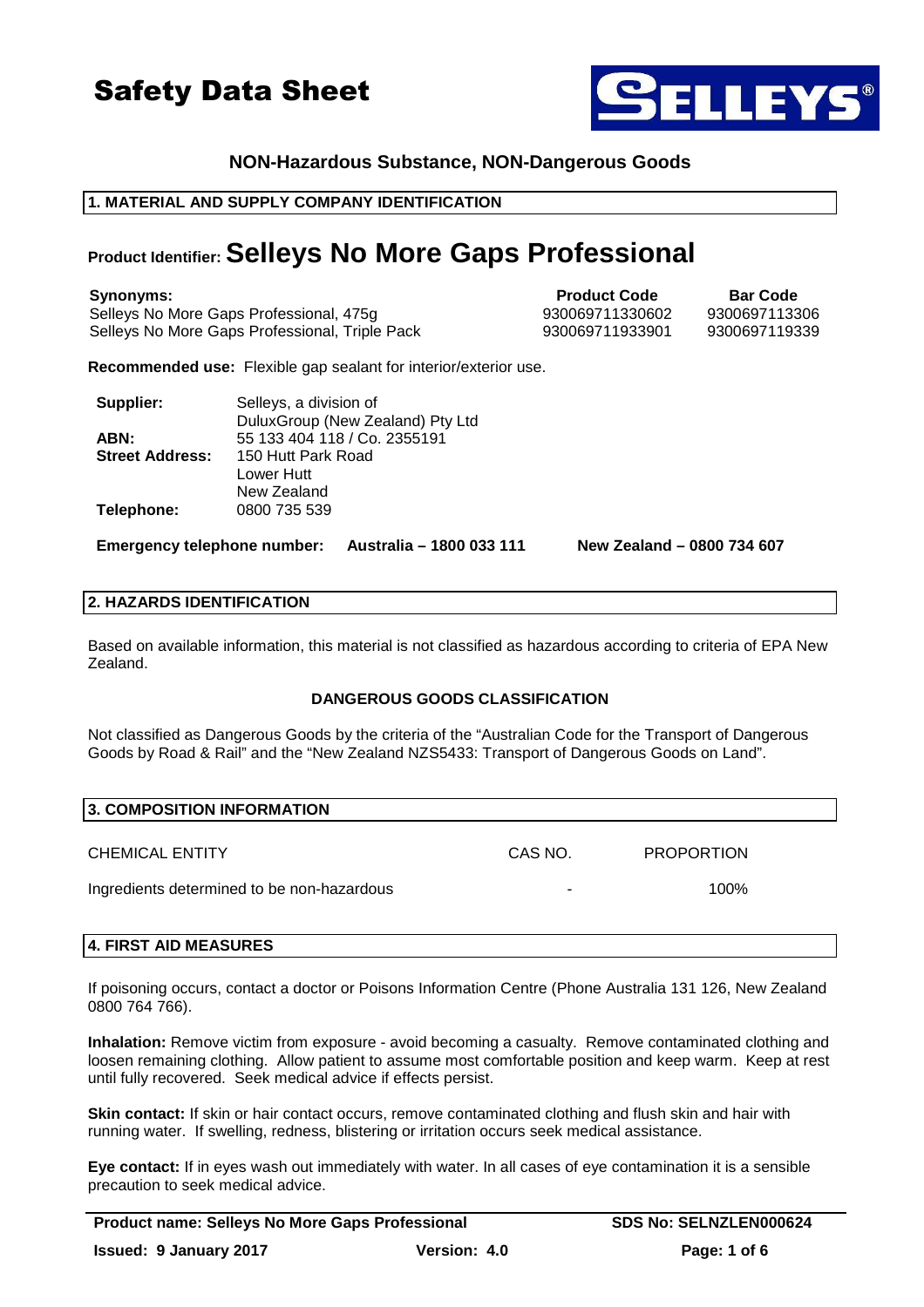# Safety Data Sheet

**NON-Hazardous Substance, NON-Dangerous Goods**

## 1. MATERIAL AND SUPPLY COMPANY IDENTIFICATION

# Product Identifier: Selleys No More Gaps Professional

| Synonyms: | Product Code | Bar Code |
|---|---|---|
| Selleys No More Gaps Professional, 475g | 930069711330602 | 9300697113306 |
| Selleys No More Gaps Professional, Triple Pack | 930069711933901 | 9300697119339 |

**Recommended use:** Flexible gap sealant for interior/exterior use.

**Supplier:** Selleys, a division of DuluxGroup (New Zealand) Pty Ltd
**ABN:** 55 133 404 118 / Co. 2355191
**Street Address:** 150 Hutt Park Road
Lower Hutt
New Zealand
**Telephone:** 0800 735 539

**Emergency telephone number: Australia – 1800 033 111 New Zealand – 0800 734 607**

## 2. HAZARDS IDENTIFICATION

Based on available information, this material is not classified as hazardous according to criteria of EPA New Zealand.

**DANGEROUS GOODS CLASSIFICATION**

Not classified as Dangerous Goods by the criteria of the "Australian Code for the Transport of Dangerous Goods by Road & Rail" and the "New Zealand NZS5433: Transport of Dangerous Goods on Land".

## 3. COMPOSITION INFORMATION

| CHEMICAL ENTITY | CAS NO. | PROPORTION |
|---|---|---|
| Ingredients determined to be non-hazardous | - | 100% |

## 4. FIRST AID MEASURES

If poisoning occurs, contact a doctor or Poisons Information Centre (Phone Australia 131 126, New Zealand 0800 764 766).

**Inhalation:** Remove victim from exposure - avoid becoming a casualty. Remove contaminated clothing and loosen remaining clothing. Allow patient to assume most comfortable position and keep warm. Keep at rest until fully recovered. Seek medical advice if effects persist.

**Skin contact:** If skin or hair contact occurs, remove contaminated clothing and flush skin and hair with running water. If swelling, redness, blistering or irritation occurs seek medical assistance.

**Eye contact:** If in eyes wash out immediately with water. In all cases of eye contamination it is a sensible precaution to seek medical advice.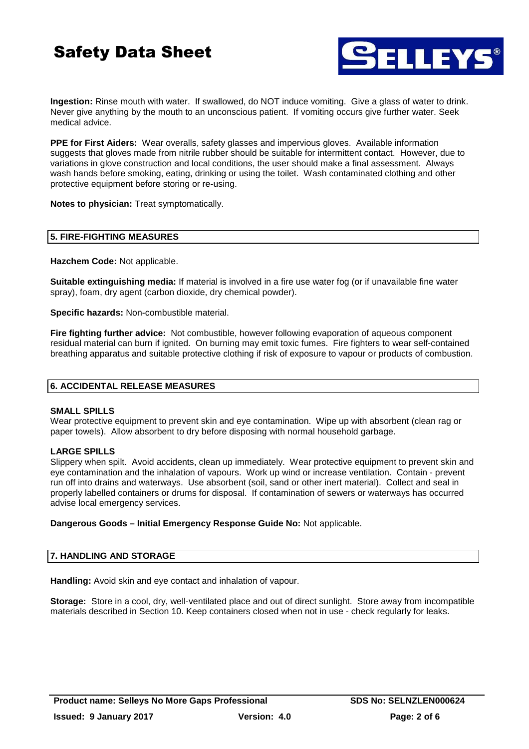**Ingestion:** Rinse mouth with water. If swallowed, do NOT induce vomiting. Give a glass of water to drink. Never give anything by the mouth to an unconscious patient. If vomiting occurs give further water. Seek medical advice.

**PPE for First Aiders:** Wear overalls, safety glasses and impervious gloves. Available information suggests that gloves made from nitrile rubber should be suitable for intermittent contact. However, due to variations in glove construction and local conditions, the user should make a final assessment. Always wash hands before smoking, eating, drinking or using the toilet. Wash contaminated clothing and other protective equipment before storing or re-using.

**Notes to physician:** Treat symptomatically.

## 5. FIRE-FIGHTING MEASURES

**Hazchem Code:** Not applicable.

**Suitable extinguishing media:** If material is involved in a fire use water fog (or if unavailable fine water spray), foam, dry agent (carbon dioxide, dry chemical powder).

**Specific hazards:** Non-combustible material.

**Fire fighting further advice:** Not combustible, however following evaporation of aqueous component residual material can burn if ignited. On burning may emit toxic fumes. Fire fighters to wear self-contained breathing apparatus and suitable protective clothing if risk of exposure to vapour or products of combustion.

## 6. ACCIDENTAL RELEASE MEASURES

**SMALL SPILLS**
Wear protective equipment to prevent skin and eye contamination. Wipe up with absorbent (clean rag or paper towels). Allow absorbent to dry before disposing with normal household garbage.

**LARGE SPILLS**
Slippery when spilt. Avoid accidents, clean up immediately. Wear protective equipment to prevent skin and eye contamination and the inhalation of vapours. Work up wind or increase ventilation. Contain - prevent run off into drains and waterways. Use absorbent (soil, sand or other inert material). Collect and seal in properly labelled containers or drums for disposal. If contamination of sewers or waterways has occurred advise local emergency services.

**Dangerous Goods – Initial Emergency Response Guide No:** Not applicable.

## 7. HANDLING AND STORAGE

**Handling:** Avoid skin and eye contact and inhalation of vapour.

**Storage:** Store in a cool, dry, well-ventilated place and out of direct sunlight. Store away from incompatible materials described in Section 10. Keep containers closed when not in use - check regularly for leaks.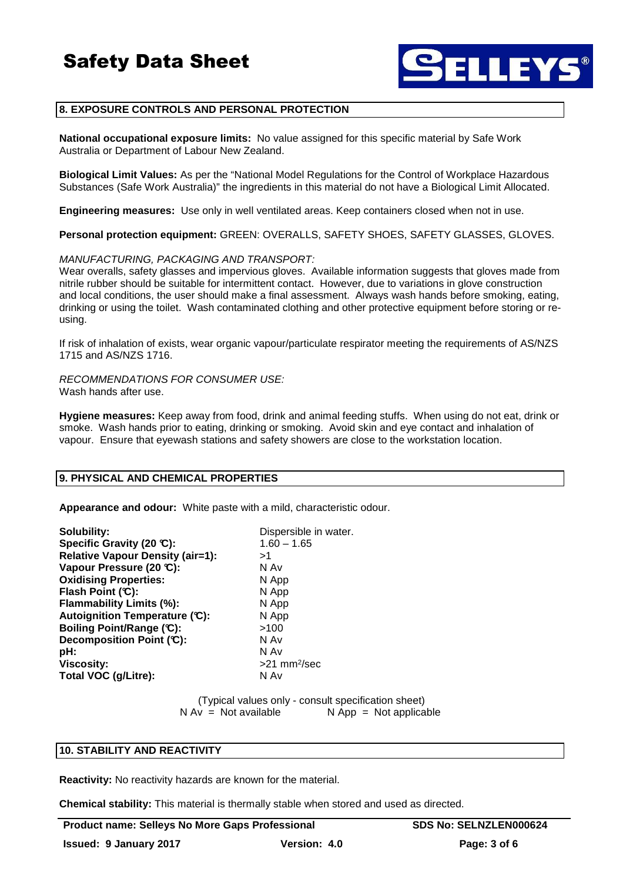## 8. EXPOSURE CONTROLS AND PERSONAL PROTECTION

**National occupational exposure limits:** No value assigned for this specific material by Safe Work Australia or Department of Labour New Zealand.

**Biological Limit Values:** As per the "National Model Regulations for the Control of Workplace Hazardous Substances (Safe Work Australia)" the ingredients in this material do not have a Biological Limit Allocated.

**Engineering measures:** Use only in well ventilated areas. Keep containers closed when not in use.

**Personal protection equipment:** GREEN: OVERALLS, SAFETY SHOES, SAFETY GLASSES, GLOVES.

*MANUFACTURING, PACKAGING AND TRANSPORT:*
Wear overalls, safety glasses and impervious gloves. Available information suggests that gloves made from nitrile rubber should be suitable for intermittent contact. However, due to variations in glove construction and local conditions, the user should make a final assessment. Always wash hands before smoking, eating, drinking or using the toilet. Wash contaminated clothing and other protective equipment before storing or re-using.

If risk of inhalation of exists, wear organic vapour/particulate respirator meeting the requirements of AS/NZS 1715 and AS/NZS 1716.

*RECOMMENDATIONS FOR CONSUMER USE:*
Wash hands after use.

**Hygiene measures:** Keep away from food, drink and animal feeding stuffs. When using do not eat, drink or smoke. Wash hands prior to eating, drinking or smoking. Avoid skin and eye contact and inhalation of vapour. Ensure that eyewash stations and safety showers are close to the workstation location.

## 9. PHYSICAL AND CHEMICAL PROPERTIES

**Appearance and odour:** White paste with a mild, characteristic odour.

| Property | Value |
|---|---|
| **Solubility:** | Dispersible in water. |
| **Specific Gravity (20 °C):** | 1.60 – 1.65 |
| **Relative Vapour Density (air=1):** | >1 |
| **Vapour Pressure (20 °C):** | N Av |
| **Oxidising Properties:** | N App |
| **Flash Point (°C):** | N App |
| **Flammability Limits (%):** | N App |
| **Autoignition Temperature (°C):** | N App |
| **Boiling Point/Range (°C):** | >100 |
| **Decomposition Point (°C):** | N Av |
| **pH:** | N Av |
| **Viscosity:** | >21 $mm^2$/sec |
| **Total VOC (g/Litre):** | N Av |

(Typical values only - consult specification sheet)
N Av = Not available N App = Not applicable

## 10. STABILITY AND REACTIVITY

**Reactivity:** No reactivity hazards are known for the material.

**Chemical stability:** This material is thermally stable when stored and used as directed.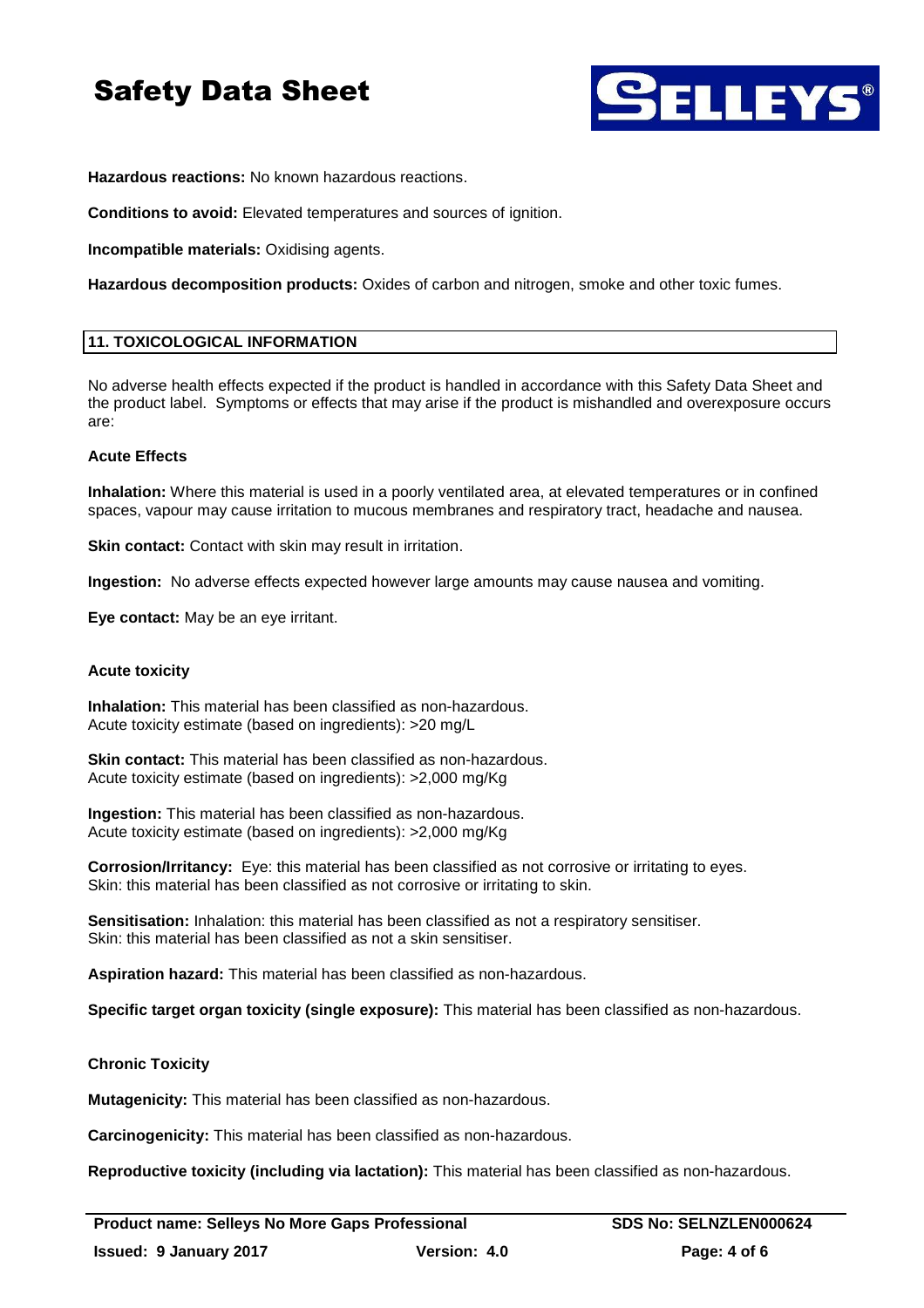**Hazardous reactions:** No known hazardous reactions.

**Conditions to avoid:** Elevated temperatures and sources of ignition.

**Incompatible materials:** Oxidising agents.

**Hazardous decomposition products:** Oxides of carbon and nitrogen, smoke and other toxic fumes.

## 11. TOXICOLOGICAL INFORMATION

No adverse health effects expected if the product is handled in accordance with this Safety Data Sheet and the product label. Symptoms or effects that may arise if the product is mishandled and overexposure occurs are:

### Acute Effects

**Inhalation:** Where this material is used in a poorly ventilated area, at elevated temperatures or in confined spaces, vapour may cause irritation to mucous membranes and respiratory tract, headache and nausea.

**Skin contact:** Contact with skin may result in irritation.

**Ingestion:** No adverse effects expected however large amounts may cause nausea and vomiting.

**Eye contact:** May be an eye irritant.

### Acute toxicity

**Inhalation:** This material has been classified as non-hazardous.
Acute toxicity estimate (based on ingredients): >20 mg/L

**Skin contact:** This material has been classified as non-hazardous.
Acute toxicity estimate (based on ingredients): >2,000 mg/Kg

**Ingestion:** This material has been classified as non-hazardous.
Acute toxicity estimate (based on ingredients): >2,000 mg/Kg

**Corrosion/Irritancy:** Eye: this material has been classified as not corrosive or irritating to eyes.
Skin: this material has been classified as not corrosive or irritating to skin.

**Sensitisation:** Inhalation: this material has been classified as not a respiratory sensitiser.
Skin: this material has been classified as not a skin sensitiser.

**Aspiration hazard:** This material has been classified as non-hazardous.

**Specific target organ toxicity (single exposure):** This material has been classified as non-hazardous.

### Chronic Toxicity

**Mutagenicity:** This material has been classified as non-hazardous.

**Carcinogenicity:** This material has been classified as non-hazardous.

**Reproductive toxicity (including via lactation):** This material has been classified as non-hazardous.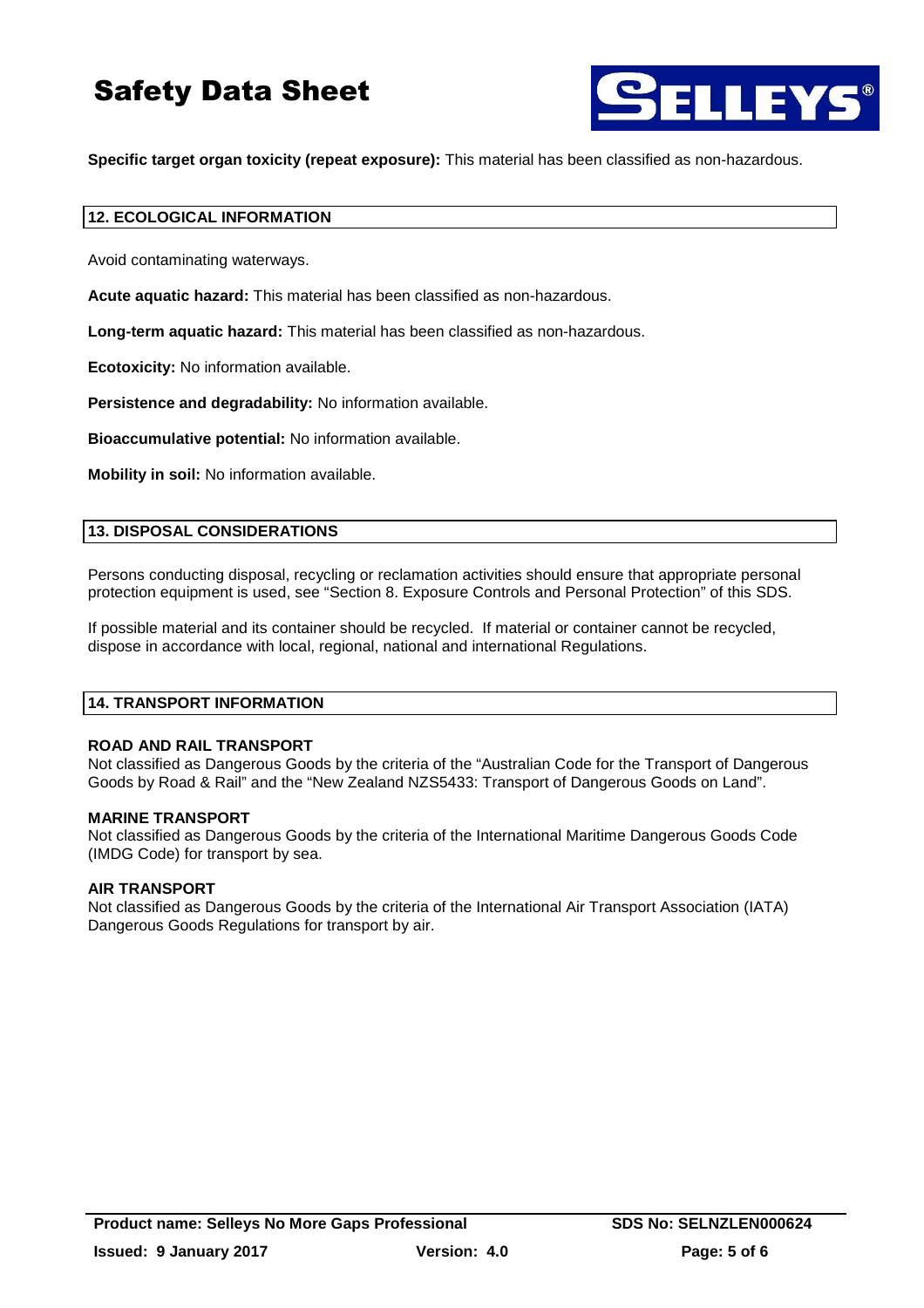**Specific target organ toxicity (repeat exposure):** This material has been classified as non-hazardous.

## 12. ECOLOGICAL INFORMATION

Avoid contaminating waterways.

**Acute aquatic hazard:** This material has been classified as non-hazardous.

**Long-term aquatic hazard:** This material has been classified as non-hazardous.

**Ecotoxicity:** No information available.

**Persistence and degradability:** No information available.

**Bioaccumulative potential:** No information available.

**Mobility in soil:** No information available.

## 13. DISPOSAL CONSIDERATIONS

Persons conducting disposal, recycling or reclamation activities should ensure that appropriate personal protection equipment is used, see "Section 8. Exposure Controls and Personal Protection" of this SDS.

If possible material and its container should be recycled. If material or container cannot be recycled, dispose in accordance with local, regional, national and international Regulations.

## 14. TRANSPORT INFORMATION

### ROAD AND RAIL TRANSPORT

Not classified as Dangerous Goods by the criteria of the "Australian Code for the Transport of Dangerous Goods by Road & Rail" and the "New Zealand NZS5433: Transport of Dangerous Goods on Land".

### MARINE TRANSPORT

Not classified as Dangerous Goods by the criteria of the International Maritime Dangerous Goods Code (IMDG Code) for transport by sea.

### AIR TRANSPORT

Not classified as Dangerous Goods by the criteria of the International Air Transport Association (IATA) Dangerous Goods Regulations for transport by air.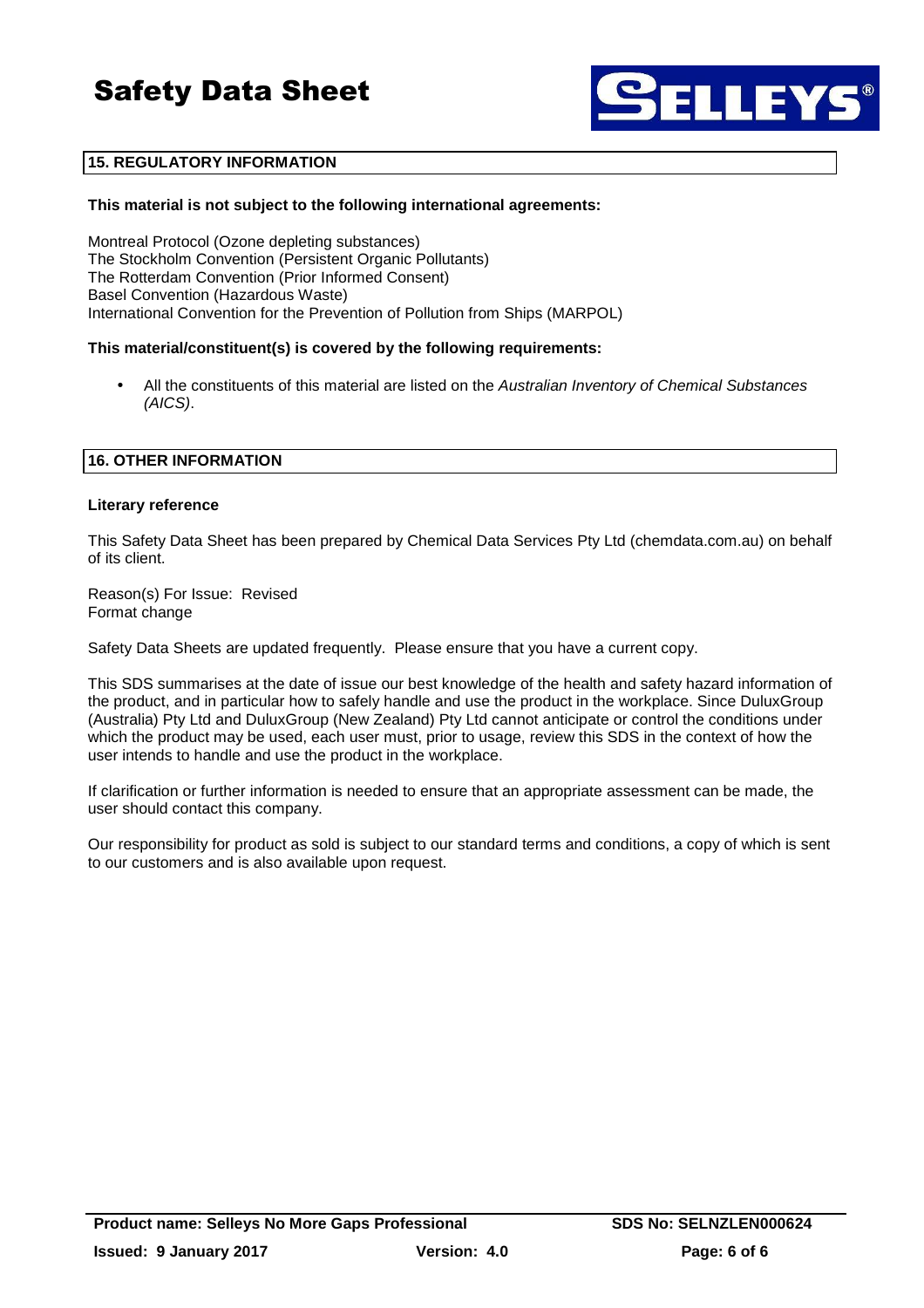## 15. REGULATORY INFORMATION

**This material is not subject to the following international agreements:**

Montreal Protocol (Ozone depleting substances)
The Stockholm Convention (Persistent Organic Pollutants)
The Rotterdam Convention (Prior Informed Consent)
Basel Convention (Hazardous Waste)
International Convention for the Prevention of Pollution from Ships (MARPOL)

**This material/constituent(s) is covered by the following requirements:**

- All the constituents of this material are listed on the *Australian Inventory of Chemical Substances (AICS)*.

## 16. OTHER INFORMATION

**Literary reference**

This Safety Data Sheet has been prepared by Chemical Data Services Pty Ltd (chemdata.com.au) on behalf of its client.

Reason(s) For Issue: Revised
Format change

Safety Data Sheets are updated frequently. Please ensure that you have a current copy.

This SDS summarises at the date of issue our best knowledge of the health and safety hazard information of the product, and in particular how to safely handle and use the product in the workplace. Since DuluxGroup (Australia) Pty Ltd and DuluxGroup (New Zealand) Pty Ltd cannot anticipate or control the conditions under which the product may be used, each user must, prior to usage, review this SDS in the context of how the user intends to handle and use the product in the workplace.

If clarification or further information is needed to ensure that an appropriate assessment can be made, the user should contact this company.

Our responsibility for product as sold is subject to our standard terms and conditions, a copy of which is sent to our customers and is also available upon request.